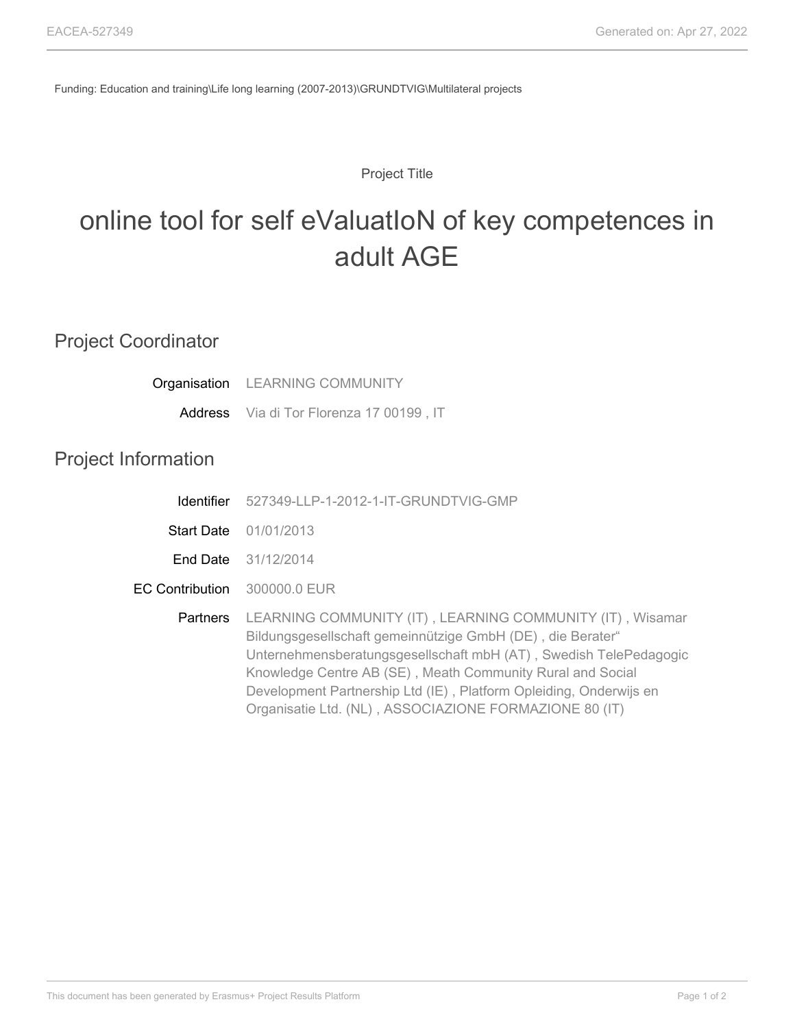Funding: Education and training\Life long learning (2007-2013)\GRUNDTVIG\Multilateral projects

Project Title

# online tool for self eValuatIoN of key competences in adult AGE

## Project Coordinator

**Organisation** LEARNING COMMUNITY

**Address** Via di Tor Florenza 17 00199 , IT

## Project Information

**Identifier** 527349-LLP-1-2012-1-IT-GRUNDTVIG-GMP

**Start Date** 01/01/2013

**End Date** 31/12/2014

**EC Contribution** 300000.0 EUR

**Partners** LEARNING COMMUNITY (IT) , LEARNING COMMUNITY (IT) , Wisamar Bildungsgesellschaft gemeinnützige GmbH (DE) , die Berater“ Unternehmensberatungsgesellschaft mbH (AT) , Swedish TelePedagogic Knowledge Centre AB (SE) , Meath Community Rural and Social Development Partnership Ltd (IE) , Platform Opleiding, Onderwijs en Organisatie Ltd. (NL) , ASSOCIAZIONE FORMAZIONE 80 (IT)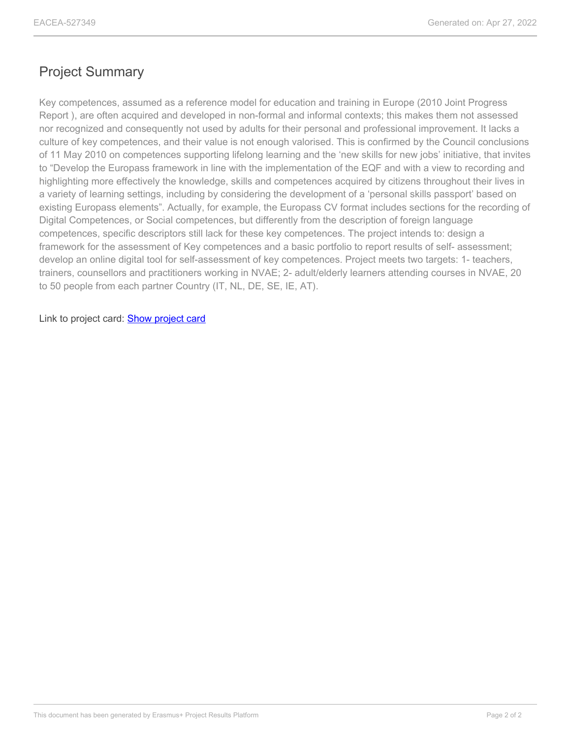## Project Summary

Key competences, assumed as a reference model for education and training in Europe (2010 Joint Progress Report ), are often acquired and developed in non-formal and informal contexts; this makes them not assessed nor recognized and consequently not used by adults for their personal and professional improvement. It lacks a culture of key competences, and their value is not enough valorised. This is confirmed by the Council conclusions of 11 May 2010 on competences supporting lifelong learning and the ‘new skills for new jobs’ initiative, that invites to “Develop the Europass framework in line with the implementation of the EQF and with a view to recording and highlighting more effectively the knowledge, skills and competences acquired by citizens throughout their lives in a variety of learning settings, including by considering the development of a ‘personal skills passport’ based on existing Europass elements”. Actually, for example, the Europass CV format includes sections for the recording of Digital Competences, or Social competences, but differently from the description of foreign language competences, specific descriptors still lack for these key competences. The project intends to: design a framework for the assessment of Key competences and a basic portfolio to report results of self- assessment; develop an online digital tool for self-assessment of key competences. Project meets two targets: 1- teachers, trainers, counsellors and practitioners working in NVAE; 2- adult/elderly learners attending courses in NVAE, 20 to 50 people from each partner Country (IT, NL, DE, SE, IE, AT).

Link to project card: Show project card